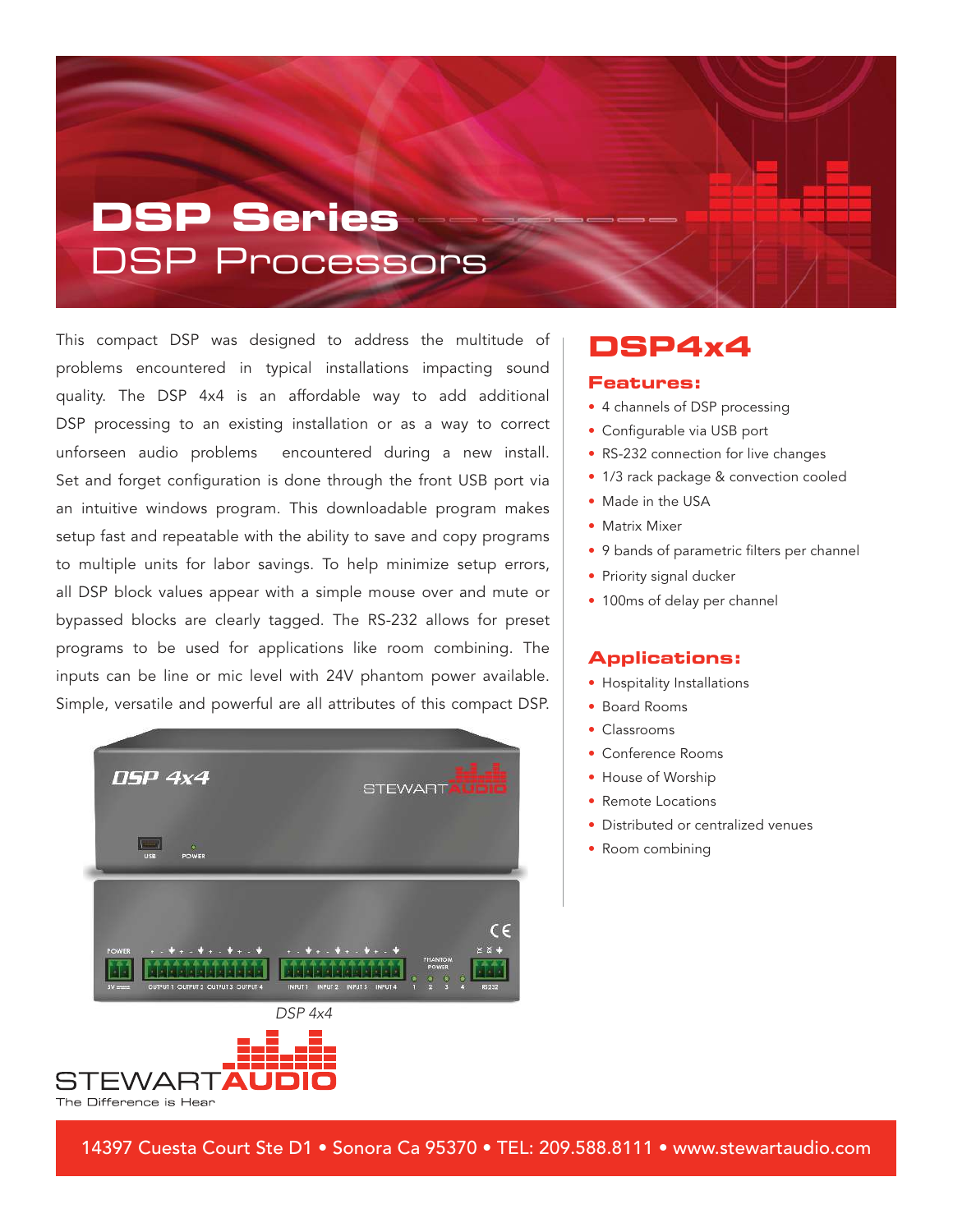# DSP Series
## DSP Processors

This compact DSP was designed to address the multitude of problems encountered in typical installations impacting sound quality. The DSP 4x4 is an affordable way to add additional DSP processing to an existing installation or as a way to correct unforseen audio problems encountered during a new install. Set and forget configuration is done through the front USB port via an intuitive windows program. This downloadable program makes setup fast and repeatable with the ability to save and copy programs to multiple units for labor savings. To help minimize setup errors, all DSP block values appear with a simple mouse over and mute or bypassed blocks are clearly tagged. The RS-232 allows for preset programs to be used for applications like room combining. The inputs can be line or mic level with 24V phantom power available. Simple, versatile and powerful are all attributes of this compact DSP.

*DSP 4x4*

STEWART AUDIO
The Difference is Hear

## DSP4x4

### Features:

- 4 channels of DSP processing
- Configurable via USB port
- RS-232 connection for live changes
- 1/3 rack package & convection cooled
- Made in the USA
- Matrix Mixer
- 9 bands of parametric filters per channel
- Priority signal ducker
- 100ms of delay per channel

### Applications:

- Hospitality Installations
- Board Rooms
- Classrooms
- Conference Rooms
- House of Worship
- Remote Locations
- Distributed or centralized venues
- Room combining

14397 Cuesta Court Ste D1 • Sonora Ca 95370 • TEL: 209.588.8111 • www.stewartaudio.com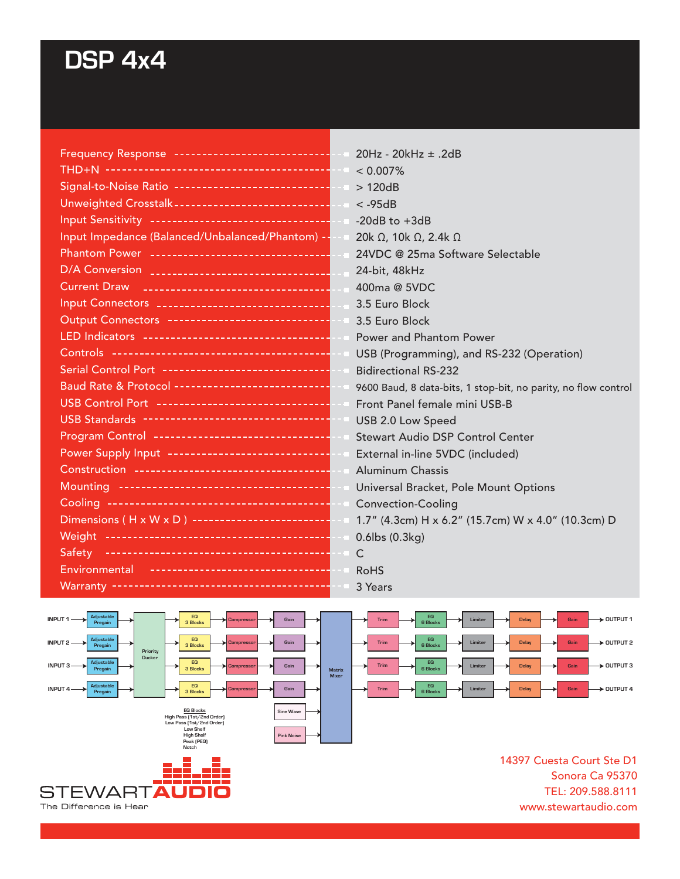# DSP 4x4

| | |
|---|---|
| Frequency Response | 20Hz - 20kHz ± .2dB |
| THD+N | < 0.007% |
| Signal-to-Noise Ratio | > 120dB |
| Unweighted Crosstalk | < -95dB |
| Input Sensitivity | -20dB to +3dB |
| Input Impedance (Balanced/Unbalanced/Phantom) | 20k Ω, 10k Ω, 2.4k Ω |
| Phantom Power | 24VDC @ 25ma Software Selectable |
| D/A Conversion | 24-bit, 48kHz |
| Current Draw | 400ma @ 5VDC |
| Input Connectors | 3.5 Euro Block |
| Output Connectors | 3.5 Euro Block |
| LED Indicators | Power and Phantom Power |
| Controls | USB (Programming), and RS-232 (Operation) |
| Serial Control Port | Bidirectional RS-232 |
| Baud Rate & Protocol | 9600 Baud, 8 data-bits, 1 stop-bit, no parity, no flow control |
| USB Control Port | Front Panel female mini USB-B |
| USB Standards | USB 2.0 Low Speed |
| Program Control | Stewart Audio DSP Control Center |
| Power Supply Input | External in-line 5VDC (included) |
| Construction | Aluminum Chassis |
| Mounting | Universal Bracket, Pole Mount Options |
| Cooling | Convection-Cooling |
| Dimensions ( H x W x D ) | 1.7" (4.3cm) H x 6.2" (15.7cm) W x 4.0" (10.3cm) D |
| Weight | 0.6lbs (0.3kg) |
| Safety | C |
| Environmental | RoHS |
| Warranty | 3 Years |

INPUT 1
INPUT 2
INPUT 3
INPUT 4
Adjustable Pregain
Priority Ducker
EQ 3 Blocks
Compressor
Gain
Sine Wave
Pink Noise
Matrix Mixer
Trim
EQ 6 Blocks
Limiter
Delay
Gain
OUTPUT 1
OUTPUT 2
OUTPUT 3
OUTPUT 4

EQ Blocks
High Pass (1st/2nd Order)
Low Pass (1st/2nd Order)
Low Shelf
High Shelf
Peak (PEQ)
Notch

STEWART AUDIO
The Difference is Hear

14397 Cuesta Court Ste D1
Sonora Ca 95370
TEL: 209.588.8111
www.stewartaudio.com